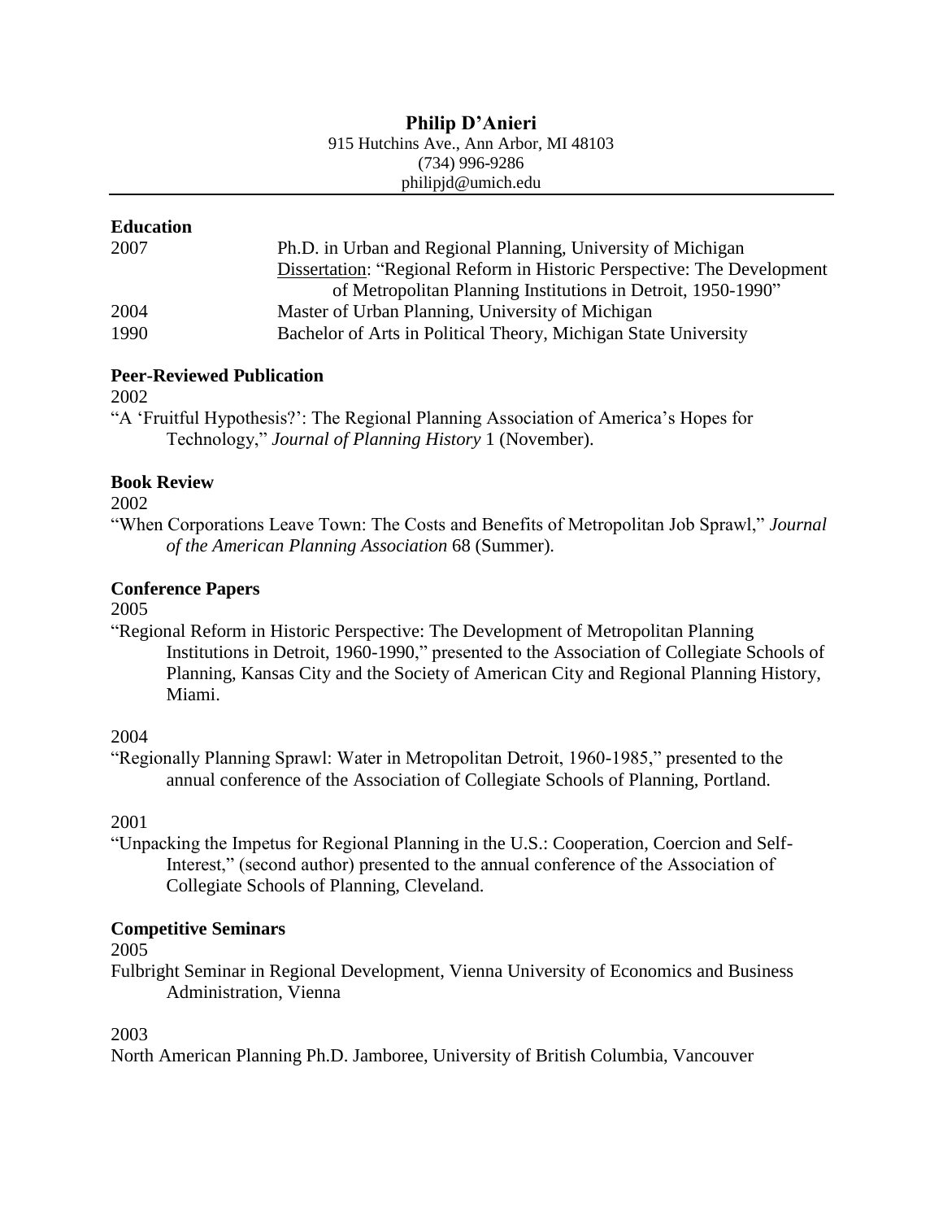# Philip D'Anieri

915 Hutchins Ave., Ann Arbor, MI 48103
(734) 996-9286
philipjd@umich.edu

---

## Education

2007 — Ph.D. in Urban and Regional Planning, University of Michigan
Dissertation: "Regional Reform in Historic Perspective: The Development of Metropolitan Planning Institutions in Detroit, 1950-1990"

2004 — Master of Urban Planning, University of Michigan

1990 — Bachelor of Arts in Political Theory, Michigan State University

## Peer-Reviewed Publication

2002

"A 'Fruitful Hypothesis?': The Regional Planning Association of America's Hopes for Technology," *Journal of Planning History* 1 (November).

## Book Review

2002

"When Corporations Leave Town: The Costs and Benefits of Metropolitan Job Sprawl," *Journal of the American Planning Association* 68 (Summer).

## Conference Papers

2005

"Regional Reform in Historic Perspective: The Development of Metropolitan Planning Institutions in Detroit, 1960-1990," presented to the Association of Collegiate Schools of Planning, Kansas City and the Society of American City and Regional Planning History, Miami.

2004

"Regionally Planning Sprawl: Water in Metropolitan Detroit, 1960-1985," presented to the annual conference of the Association of Collegiate Schools of Planning, Portland.

2001

"Unpacking the Impetus for Regional Planning in the U.S.: Cooperation, Coercion and Self-Interest," (second author) presented to the annual conference of the Association of Collegiate Schools of Planning, Cleveland.

## Competitive Seminars

2005

Fulbright Seminar in Regional Development, Vienna University of Economics and Business Administration, Vienna

2003

North American Planning Ph.D. Jamboree, University of British Columbia, Vancouver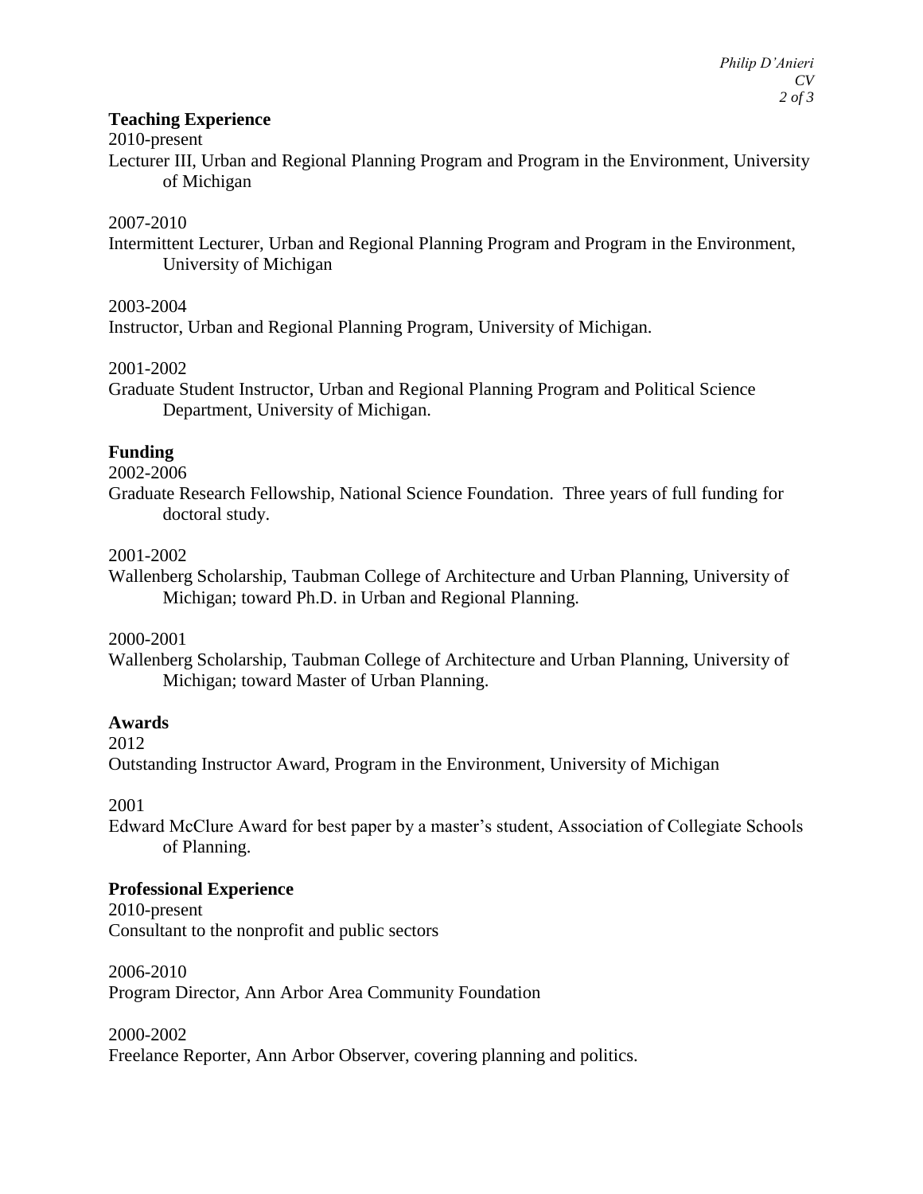## Teaching Experience

2010-present
Lecturer III, Urban and Regional Planning Program and Program in the Environment, University of Michigan

2007-2010
Intermittent Lecturer, Urban and Regional Planning Program and Program in the Environment, University of Michigan

2003-2004
Instructor, Urban and Regional Planning Program, University of Michigan.

2001-2002
Graduate Student Instructor, Urban and Regional Planning Program and Political Science Department, University of Michigan.

## Funding

2002-2006
Graduate Research Fellowship, National Science Foundation. Three years of full funding for doctoral study.

2001-2002
Wallenberg Scholarship, Taubman College of Architecture and Urban Planning, University of Michigan; toward Ph.D. in Urban and Regional Planning.

2000-2001
Wallenberg Scholarship, Taubman College of Architecture and Urban Planning, University of Michigan; toward Master of Urban Planning.

## Awards

2012
Outstanding Instructor Award, Program in the Environment, University of Michigan

2001
Edward McClure Award for best paper by a master's student, Association of Collegiate Schools of Planning.

## Professional Experience

2010-present
Consultant to the nonprofit and public sectors

2006-2010
Program Director, Ann Arbor Area Community Foundation

2000-2002
Freelance Reporter, Ann Arbor Observer, covering planning and politics.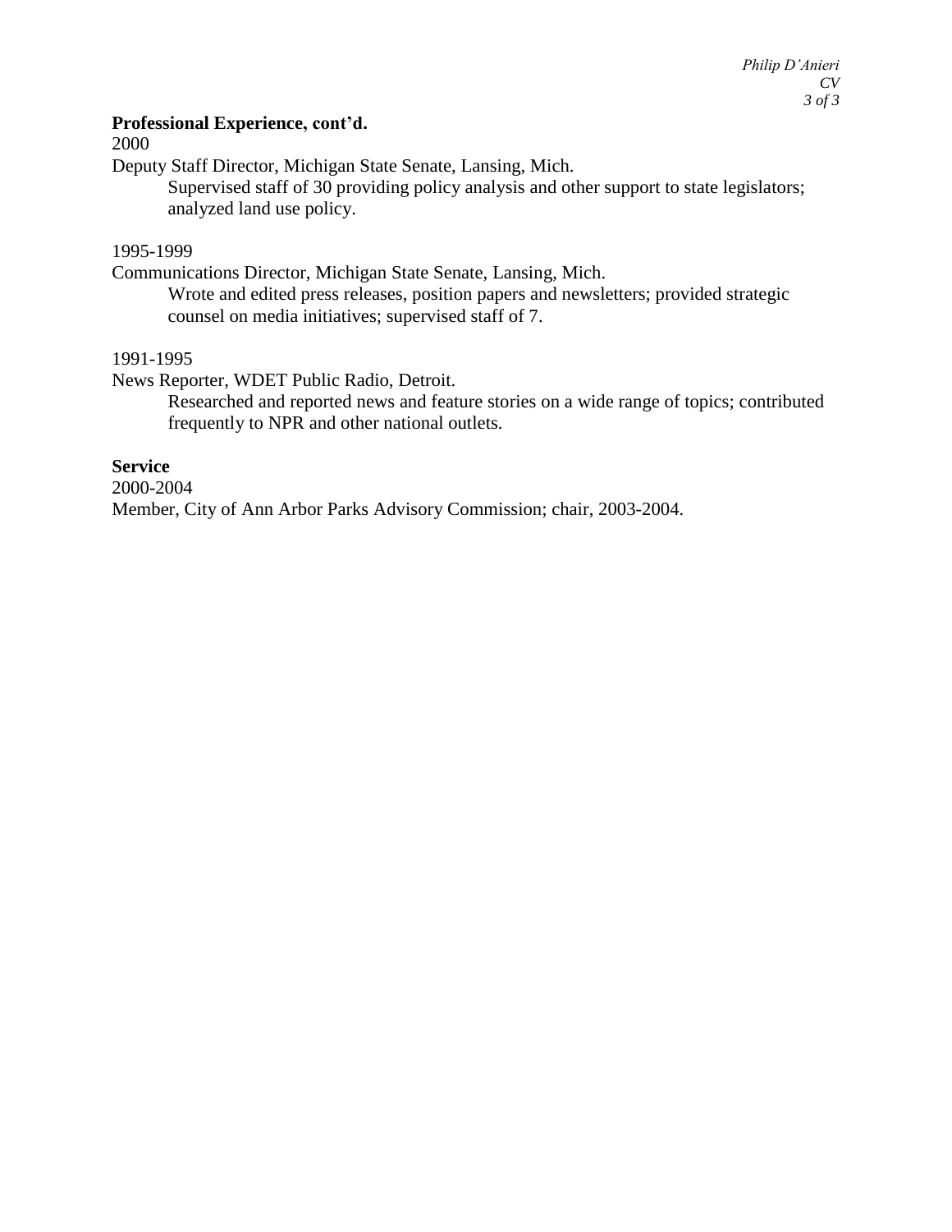**Professional Experience, cont'd.**

2000

Deputy Staff Director, Michigan State Senate, Lansing, Mich.

> Supervised staff of 30 providing policy analysis and other support to state legislators; analyzed land use policy.

1995-1999

Communications Director, Michigan State Senate, Lansing, Mich.

> Wrote and edited press releases, position papers and newsletters; provided strategic counsel on media initiatives; supervised staff of 7.

1991-1995

News Reporter, WDET Public Radio, Detroit.

> Researched and reported news and feature stories on a wide range of topics; contributed frequently to NPR and other national outlets.

**Service**

2000-2004

Member, City of Ann Arbor Parks Advisory Commission; chair, 2003-2004.